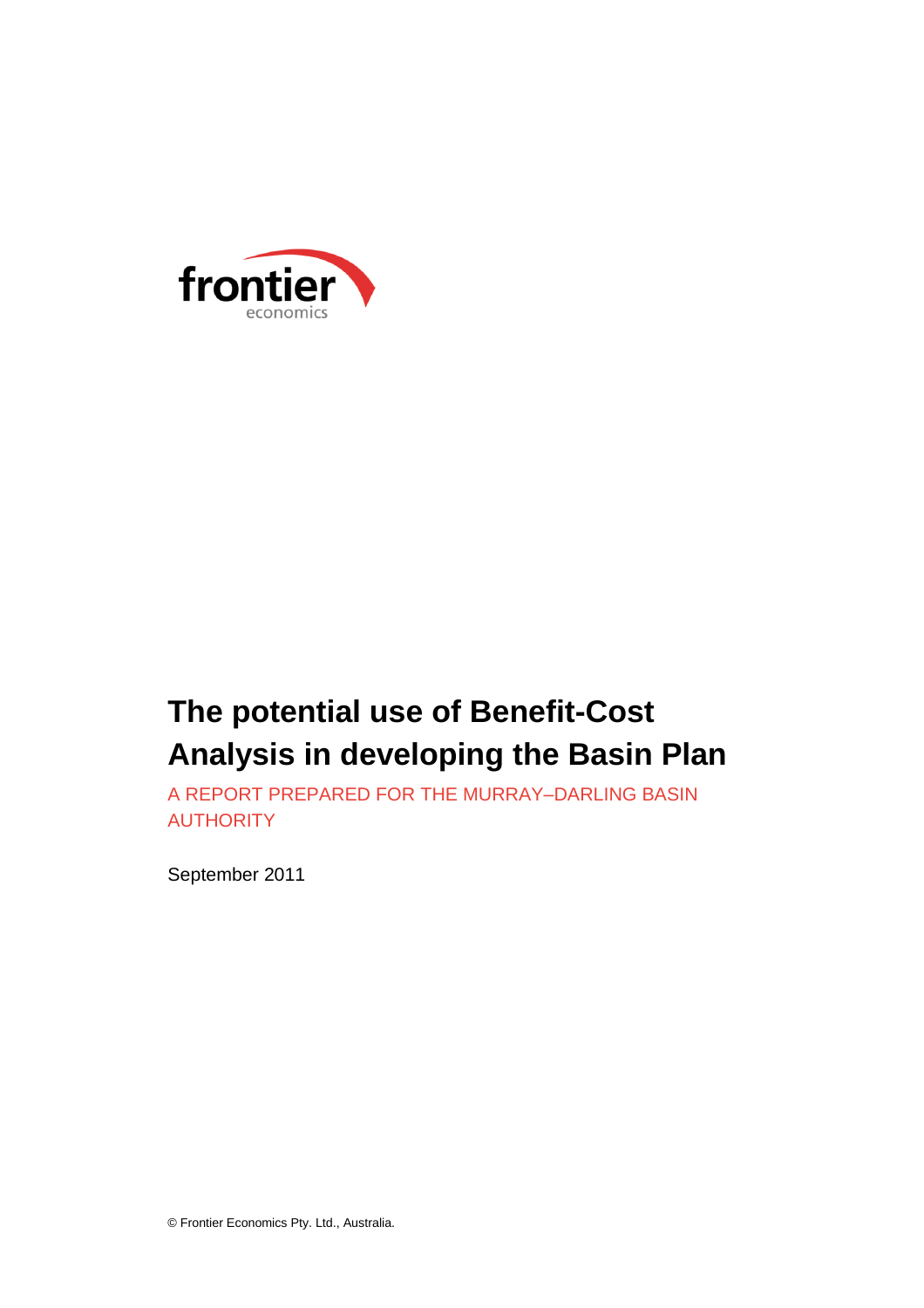frontier economics

# The potential use of Benefit-Cost Analysis in developing the Basin Plan

A REPORT PREPARED FOR THE MURRAY–DARLING BASIN AUTHORITY

September 2011

© Frontier Economics Pty. Ltd., Australia.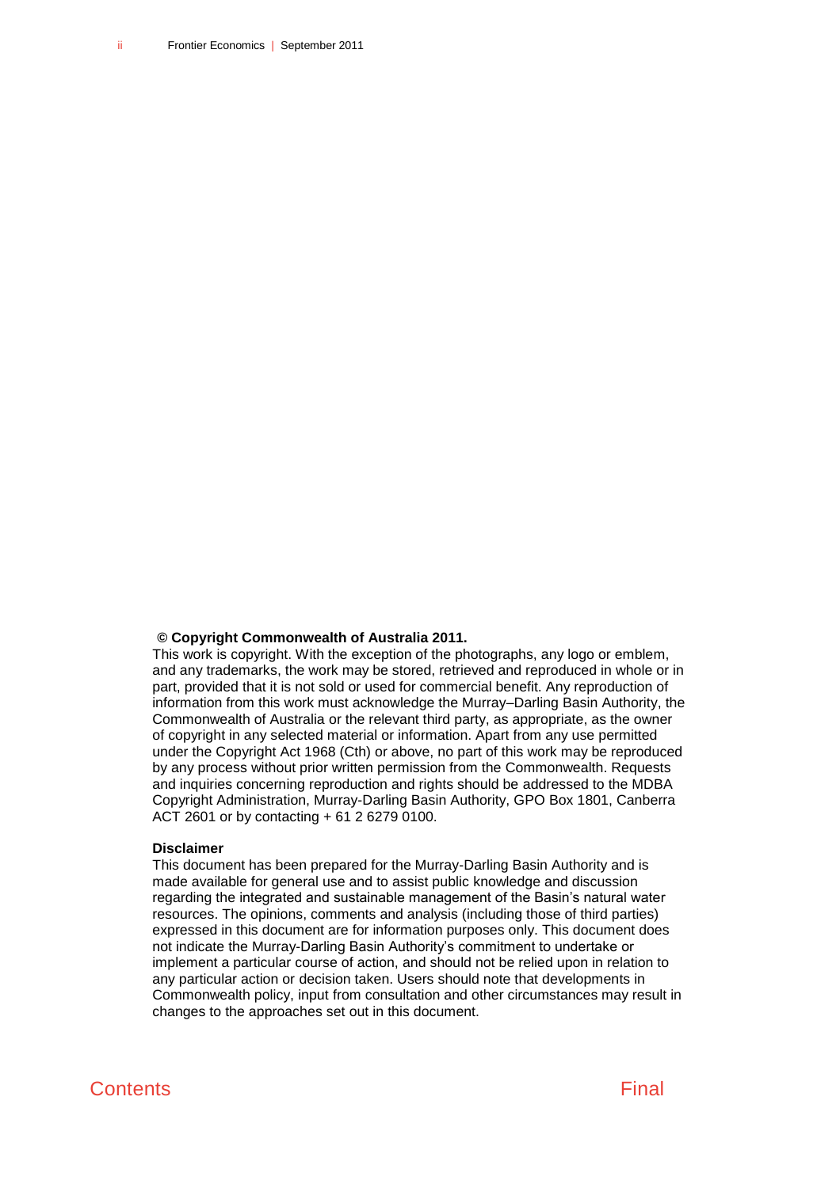**© Copyright Commonwealth of Australia 2011.**

This work is copyright. With the exception of the photographs, any logo or emblem, and any trademarks, the work may be stored, retrieved and reproduced in whole or in part, provided that it is not sold or used for commercial benefit. Any reproduction of information from this work must acknowledge the Murray–Darling Basin Authority, the Commonwealth of Australia or the relevant third party, as appropriate, as the owner of copyright in any selected material or information. Apart from any use permitted under the Copyright Act 1968 (Cth) or above, no part of this work may be reproduced by any process without prior written permission from the Commonwealth. Requests and inquiries concerning reproduction and rights should be addressed to the MDBA Copyright Administration, Murray-Darling Basin Authority, GPO Box 1801, Canberra ACT 2601 or by contacting + 61 2 6279 0100.

**Disclaimer**

This document has been prepared for the Murray-Darling Basin Authority and is made available for general use and to assist public knowledge and discussion regarding the integrated and sustainable management of the Basin's natural water resources. The opinions, comments and analysis (including those of third parties) expressed in this document are for information purposes only. This document does not indicate the Murray-Darling Basin Authority's commitment to undertake or implement a particular course of action, and should not be relied upon in relation to any particular action or decision taken. Users should note that developments in Commonwealth policy, input from consultation and other circumstances may result in changes to the approaches set out in this document.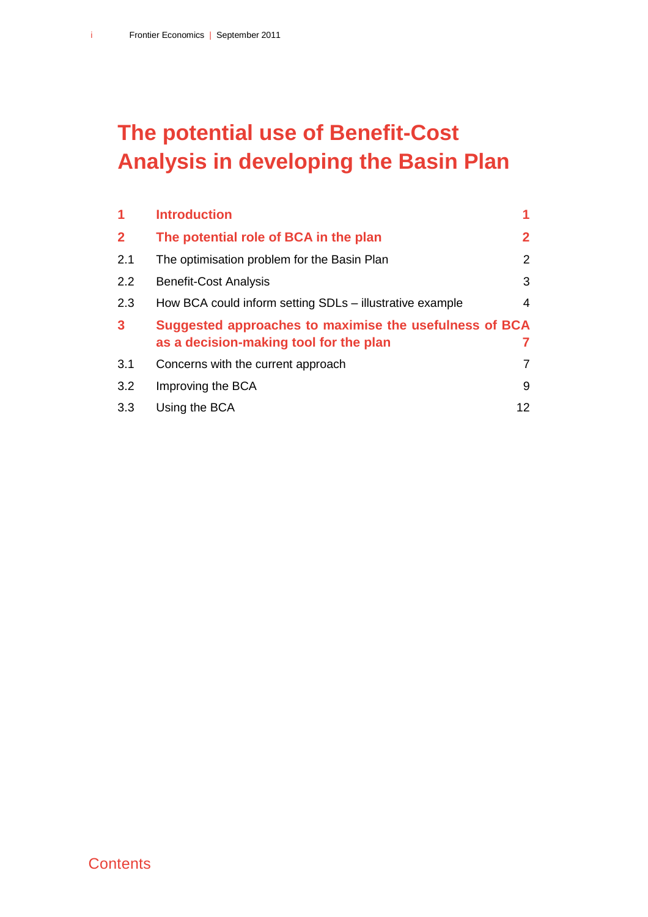# The potential use of Benefit-Cost Analysis in developing the Basin Plan

| | | |
|---|---|---|
| **1** | **Introduction** | **1** |
| **2** | **The potential role of BCA in the plan** | **2** |
| 2.1 | The optimisation problem for the Basin Plan | 2 |
| 2.2 | Benefit-Cost Analysis | 3 |
| 2.3 | How BCA could inform setting SDLs – illustrative example | 4 |
| **3** | **Suggested approaches to maximise the usefulness of BCA as a decision-making tool for the plan** | **7** |
| 3.1 | Concerns with the current approach | 7 |
| 3.2 | Improving the BCA | 9 |
| 3.3 | Using the BCA | 12 |

Contents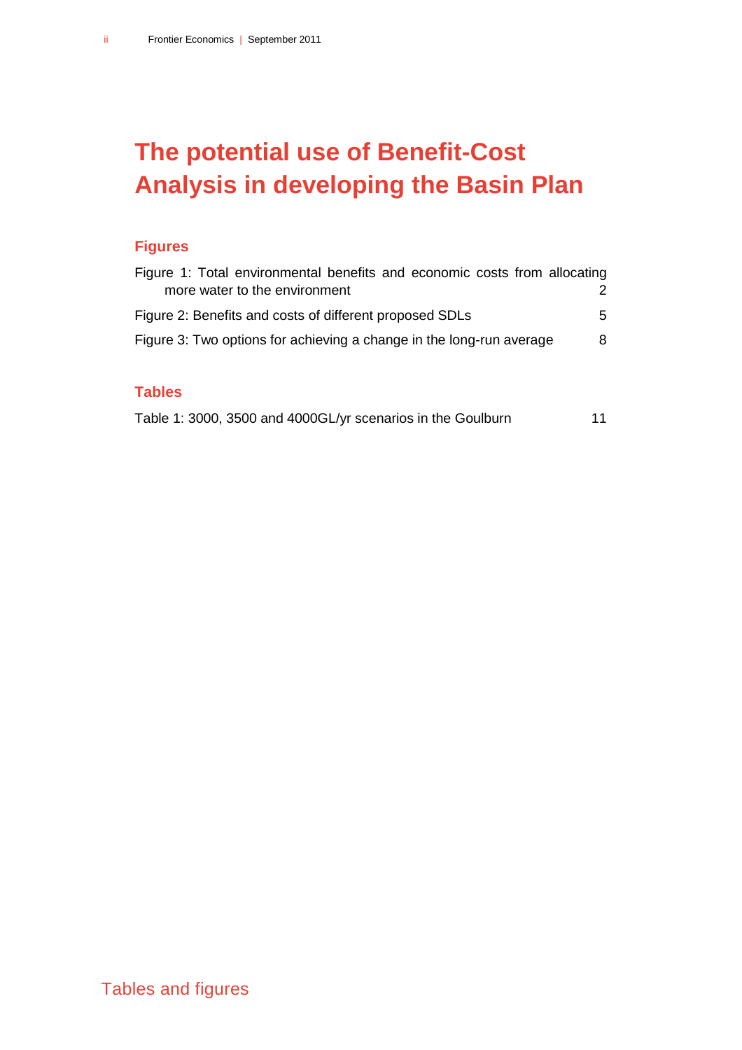# The potential use of Benefit-Cost Analysis in developing the Basin Plan

## Figures

Figure 1: Total environmental benefits and economic costs from allocating more water to the environment 2

Figure 2: Benefits and costs of different proposed SDLs 5

Figure 3: Two options for achieving a change in the long-run average 8

## Tables

Table 1: 3000, 3500 and 4000GL/yr scenarios in the Goulburn 11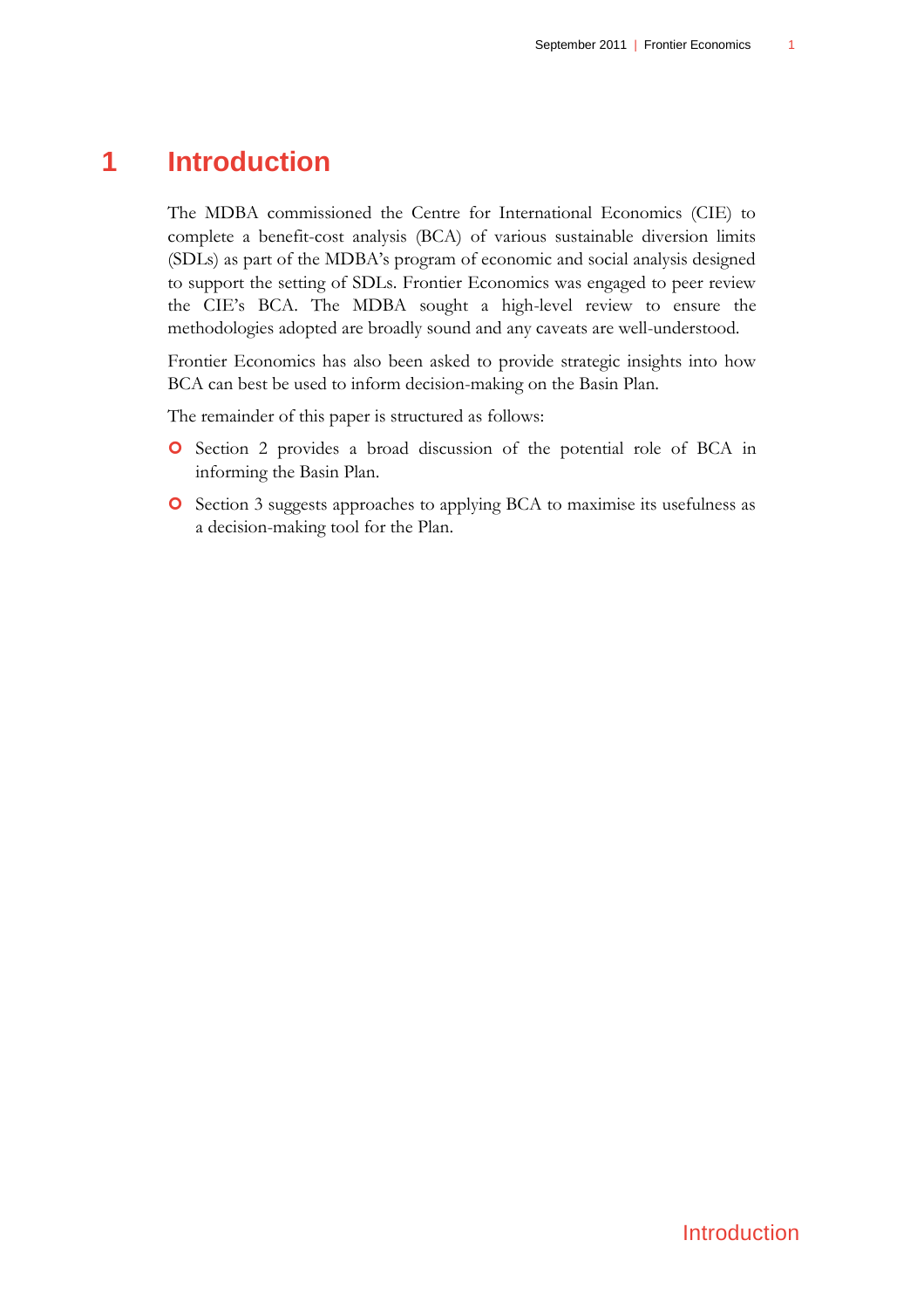# 1 Introduction

The MDBA commissioned the Centre for International Economics (CIE) to complete a benefit-cost analysis (BCA) of various sustainable diversion limits (SDLs) as part of the MDBA's program of economic and social analysis designed to support the setting of SDLs. Frontier Economics was engaged to peer review the CIE's BCA. The MDBA sought a high-level review to ensure the methodologies adopted are broadly sound and any caveats are well-understood.

Frontier Economics has also been asked to provide strategic insights into how BCA can best be used to inform decision-making on the Basin Plan.

The remainder of this paper is structured as follows:

- Section 2 provides a broad discussion of the potential role of BCA in informing the Basin Plan.
- Section 3 suggests approaches to applying BCA to maximise its usefulness as a decision-making tool for the Plan.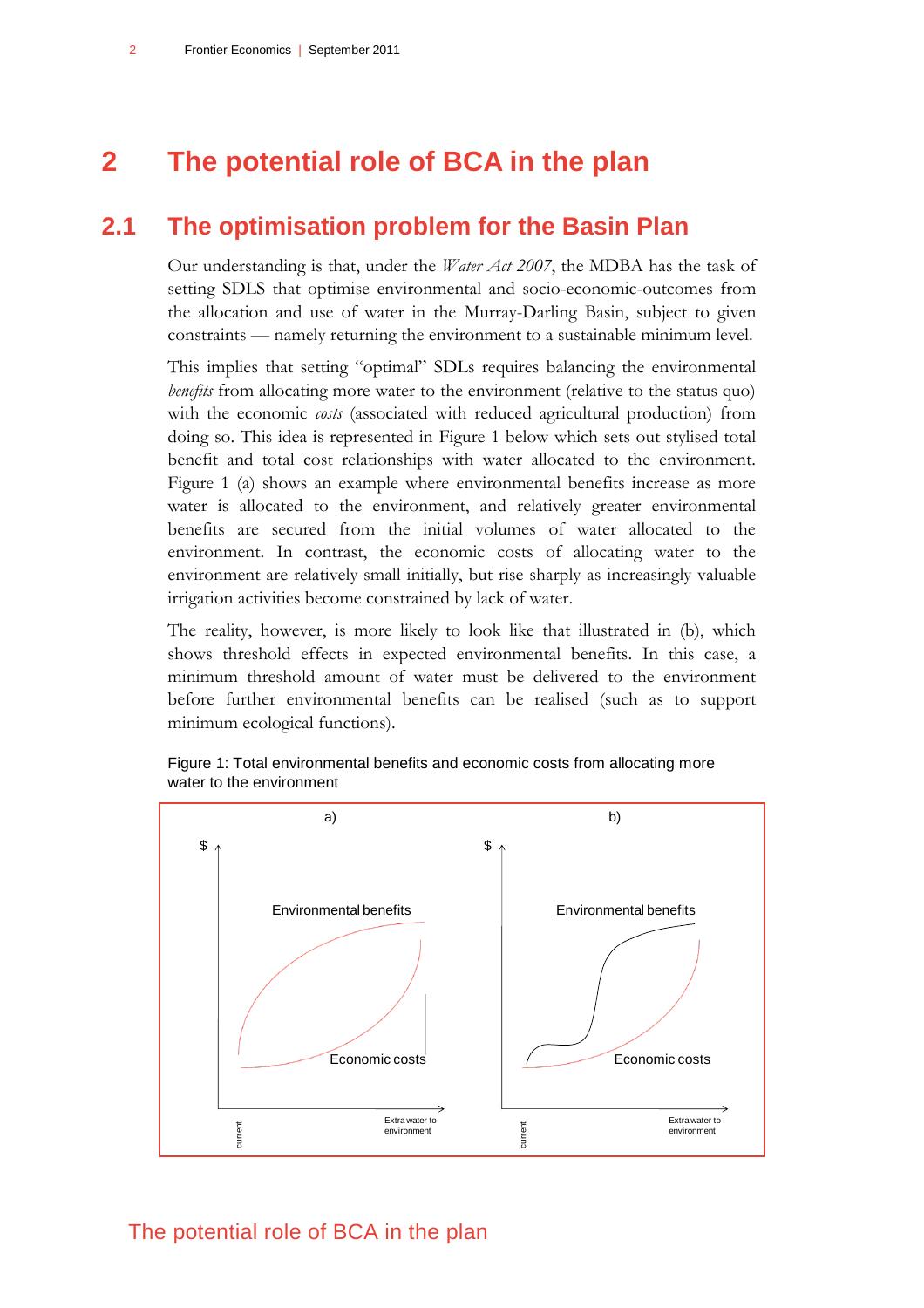# 2 The potential role of BCA in the plan

## 2.1 The optimisation problem for the Basin Plan

Our understanding is that, under the *Water Act 2007*, the MDBA has the task of setting SDLS that optimise environmental and socio-economic-outcomes from the allocation and use of water in the Murray-Darling Basin, subject to given constraints — namely returning the environment to a sustainable minimum level.

This implies that setting "optimal" SDLs requires balancing the environmental *benefits* from allocating more water to the environment (relative to the status quo) with the economic *costs* (associated with reduced agricultural production) from doing so. This idea is represented in Figure 1 below which sets out stylised total benefit and total cost relationships with water allocated to the environment. Figure 1 (a) shows an example where environmental benefits increase as more water is allocated to the environment, and relatively greater environmental benefits are secured from the initial volumes of water allocated to the environment. In contrast, the economic costs of allocating water to the environment are relatively small initially, but rise sharply as increasingly valuable irrigation activities become constrained by lack of water.

The reality, however, is more likely to look like that illustrated in (b), which shows threshold effects in expected environmental benefits. In this case, a minimum threshold amount of water must be delivered to the environment before further environmental benefits can be realised (such as to support minimum ecological functions).

Figure 1: Total environmental benefits and economic costs from allocating more water to the environment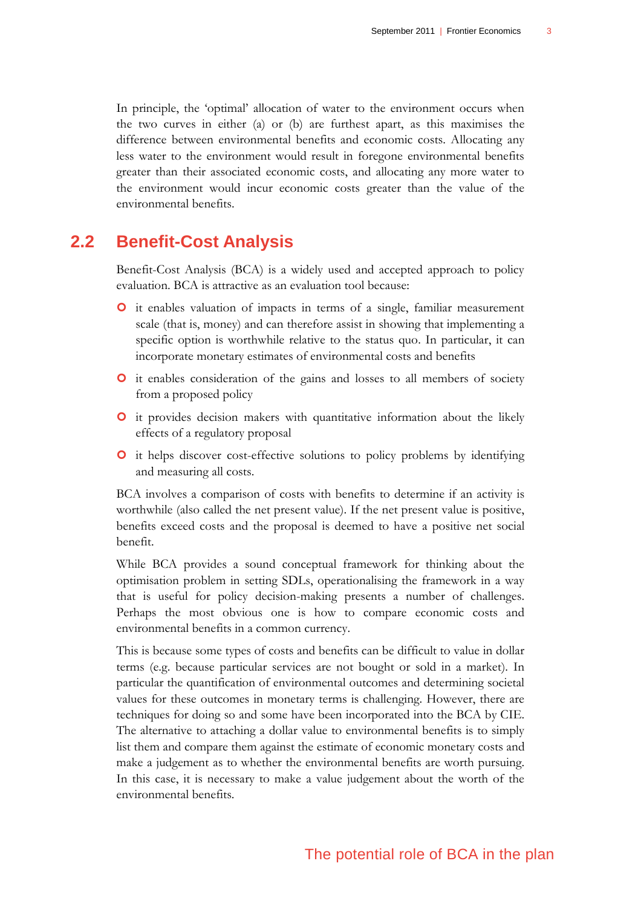In principle, the 'optimal' allocation of water to the environment occurs when the two curves in either (a) or (b) are furthest apart, as this maximises the difference between environmental benefits and economic costs. Allocating any less water to the environment would result in foregone environmental benefits greater than their associated economic costs, and allocating any more water to the environment would incur economic costs greater than the value of the environmental benefits.

## 2.2 Benefit-Cost Analysis

Benefit-Cost Analysis (BCA) is a widely used and accepted approach to policy evaluation. BCA is attractive as an evaluation tool because:

- it enables valuation of impacts in terms of a single, familiar measurement scale (that is, money) and can therefore assist in showing that implementing a specific option is worthwhile relative to the status quo. In particular, it can incorporate monetary estimates of environmental costs and benefits
- it enables consideration of the gains and losses to all members of society from a proposed policy
- it provides decision makers with quantitative information about the likely effects of a regulatory proposal
- it helps discover cost-effective solutions to policy problems by identifying and measuring all costs.

BCA involves a comparison of costs with benefits to determine if an activity is worthwhile (also called the net present value). If the net present value is positive, benefits exceed costs and the proposal is deemed to have a positive net social benefit.

While BCA provides a sound conceptual framework for thinking about the optimisation problem in setting SDLs, operationalising the framework in a way that is useful for policy decision-making presents a number of challenges. Perhaps the most obvious one is how to compare economic costs and environmental benefits in a common currency.

This is because some types of costs and benefits can be difficult to value in dollar terms (e.g. because particular services are not bought or sold in a market). In particular the quantification of environmental outcomes and determining societal values for these outcomes in monetary terms is challenging. However, there are techniques for doing so and some have been incorporated into the BCA by CIE. The alternative to attaching a dollar value to environmental benefits is to simply list them and compare them against the estimate of economic monetary costs and make a judgement as to whether the environmental benefits are worth pursuing. In this case, it is necessary to make a value judgement about the worth of the environmental benefits.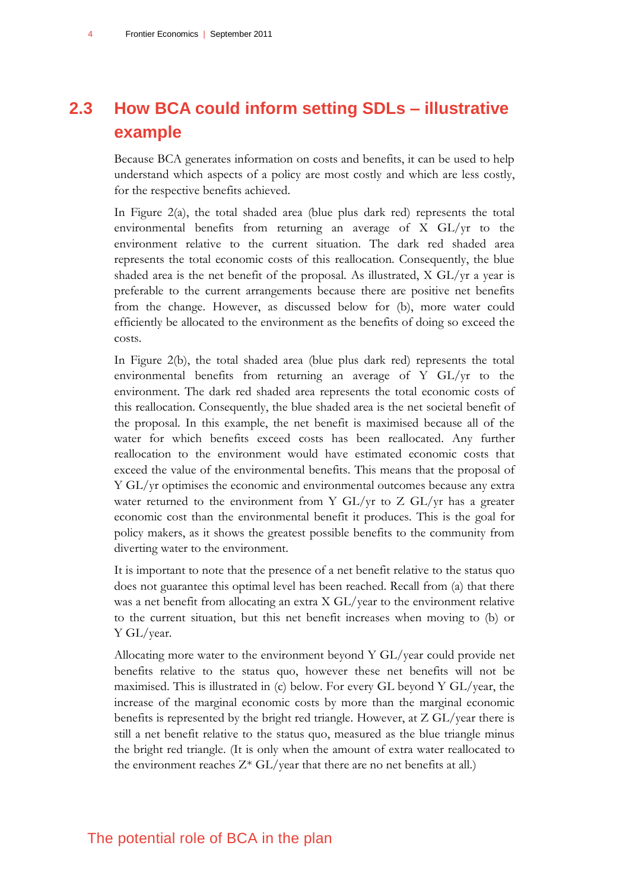## 2.3 How BCA could inform setting SDLs – illustrative example

Because BCA generates information on costs and benefits, it can be used to help understand which aspects of a policy are most costly and which are less costly, for the respective benefits achieved.

In Figure 2(a), the total shaded area (blue plus dark red) represents the total environmental benefits from returning an average of X GL/yr to the environment relative to the current situation. The dark red shaded area represents the total economic costs of this reallocation. Consequently, the blue shaded area is the net benefit of the proposal. As illustrated, X GL/yr a year is preferable to the current arrangements because there are positive net benefits from the change. However, as discussed below for (b), more water could efficiently be allocated to the environment as the benefits of doing so exceed the costs.

In Figure 2(b), the total shaded area (blue plus dark red) represents the total environmental benefits from returning an average of Y GL/yr to the environment. The dark red shaded area represents the total economic costs of this reallocation. Consequently, the blue shaded area is the net societal benefit of the proposal. In this example, the net benefit is maximised because all of the water for which benefits exceed costs has been reallocated. Any further reallocation to the environment would have estimated economic costs that exceed the value of the environmental benefits. This means that the proposal of Y GL/yr optimises the economic and environmental outcomes because any extra water returned to the environment from Y GL/yr to Z GL/yr has a greater economic cost than the environmental benefit it produces. This is the goal for policy makers, as it shows the greatest possible benefits to the community from diverting water to the environment.

It is important to note that the presence of a net benefit relative to the status quo does not guarantee this optimal level has been reached. Recall from (a) that there was a net benefit from allocating an extra X GL/year to the environment relative to the current situation, but this net benefit increases when moving to (b) or Y GL/year.

Allocating more water to the environment beyond Y GL/year could provide net benefits relative to the status quo, however these net benefits will not be maximised. This is illustrated in (c) below. For every GL beyond Y GL/year, the increase of the marginal economic costs by more than the marginal economic benefits is represented by the bright red triangle. However, at Z GL/year there is still a net benefit relative to the status quo, measured as the blue triangle minus the bright red triangle. (It is only when the amount of extra water reallocated to the environment reaches Z* GL/year that there are no net benefits at all.)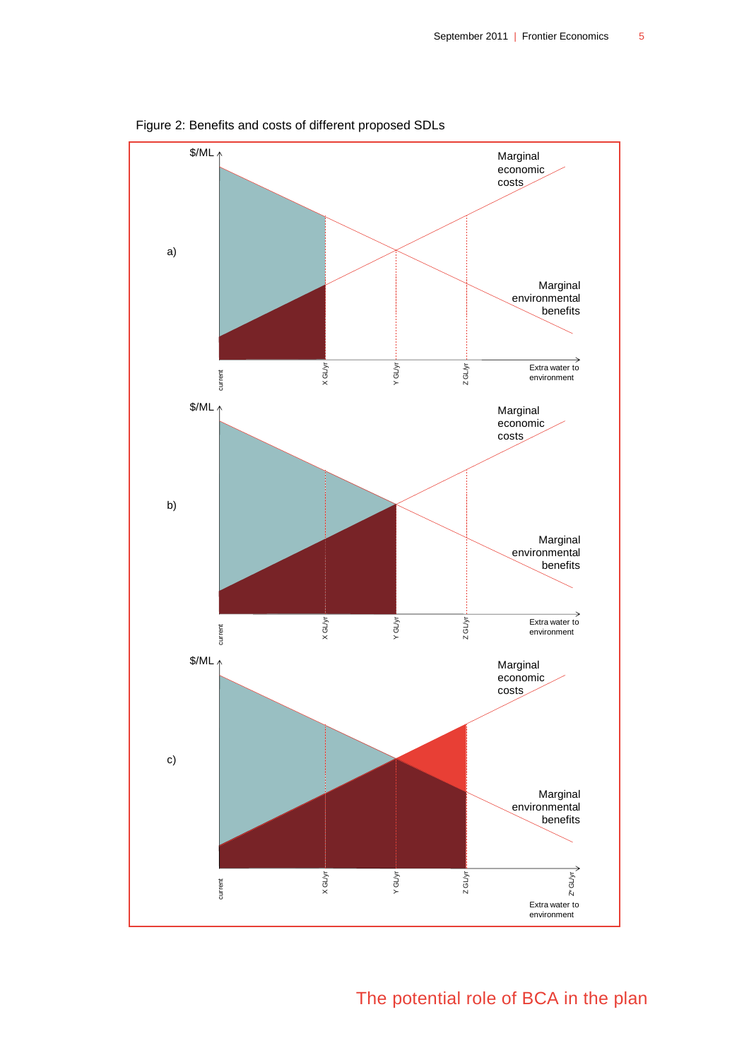Figure 2: Benefits and costs of different proposed SDLs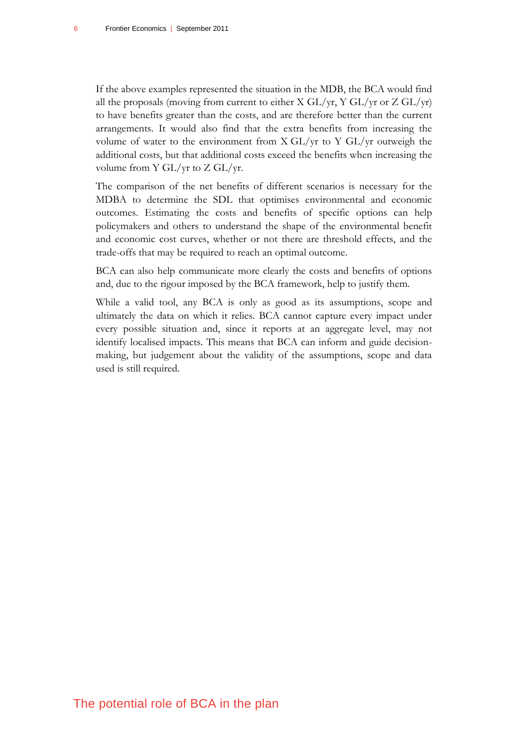If the above examples represented the situation in the MDB, the BCA would find all the proposals (moving from current to either X GL/yr, Y GL/yr or Z GL/yr) to have benefits greater than the costs, and are therefore better than the current arrangements. It would also find that the extra benefits from increasing the volume of water to the environment from X GL/yr to Y GL/yr outweigh the additional costs, but that additional costs exceed the benefits when increasing the volume from Y GL/yr to Z GL/yr.

The comparison of the net benefits of different scenarios is necessary for the MDBA to determine the SDL that optimises environmental and economic outcomes. Estimating the costs and benefits of specific options can help policymakers and others to understand the shape of the environmental benefit and economic cost curves, whether or not there are threshold effects, and the trade-offs that may be required to reach an optimal outcome.

BCA can also help communicate more clearly the costs and benefits of options and, due to the rigour imposed by the BCA framework, help to justify them.

While a valid tool, any BCA is only as good as its assumptions, scope and ultimately the data on which it relies. BCA cannot capture every impact under every possible situation and, since it reports at an aggregate level, may not identify localised impacts. This means that BCA can inform and guide decision-making, but judgement about the validity of the assumptions, scope and data used is still required.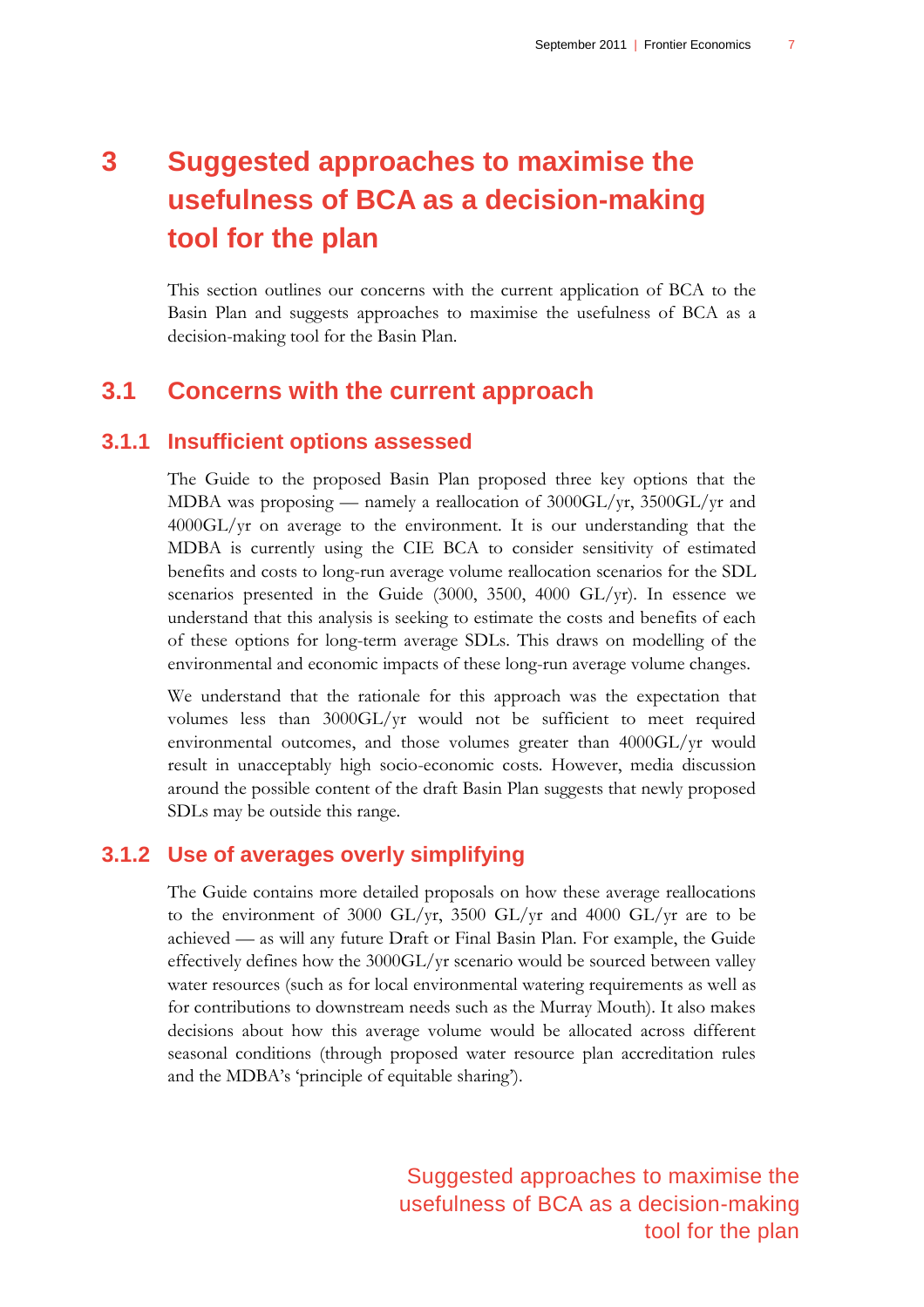# 3 Suggested approaches to maximise the usefulness of BCA as a decision-making tool for the plan

This section outlines our concerns with the current application of BCA to the Basin Plan and suggests approaches to maximise the usefulness of BCA as a decision-making tool for the Basin Plan.

## 3.1 Concerns with the current approach

### 3.1.1 Insufficient options assessed

The Guide to the proposed Basin Plan proposed three key options that the MDBA was proposing — namely a reallocation of 3000GL/yr, 3500GL/yr and 4000GL/yr on average to the environment. It is our understanding that the MDBA is currently using the CIE BCA to consider sensitivity of estimated benefits and costs to long-run average volume reallocation scenarios for the SDL scenarios presented in the Guide (3000, 3500, 4000 GL/yr). In essence we understand that this analysis is seeking to estimate the costs and benefits of each of these options for long-term average SDLs. This draws on modelling of the environmental and economic impacts of these long-run average volume changes.

We understand that the rationale for this approach was the expectation that volumes less than 3000GL/yr would not be sufficient to meet required environmental outcomes, and those volumes greater than 4000GL/yr would result in unacceptably high socio-economic costs. However, media discussion around the possible content of the draft Basin Plan suggests that newly proposed SDLs may be outside this range.

### 3.1.2 Use of averages overly simplifying

The Guide contains more detailed proposals on how these average reallocations to the environment of 3000 GL/yr, 3500 GL/yr and 4000 GL/yr are to be achieved — as will any future Draft or Final Basin Plan. For example, the Guide effectively defines how the 3000GL/yr scenario would be sourced between valley water resources (such as for local environmental watering requirements as well as for contributions to downstream needs such as the Murray Mouth). It also makes decisions about how this average volume would be allocated across different seasonal conditions (through proposed water resource plan accreditation rules and the MDBA's 'principle of equitable sharing').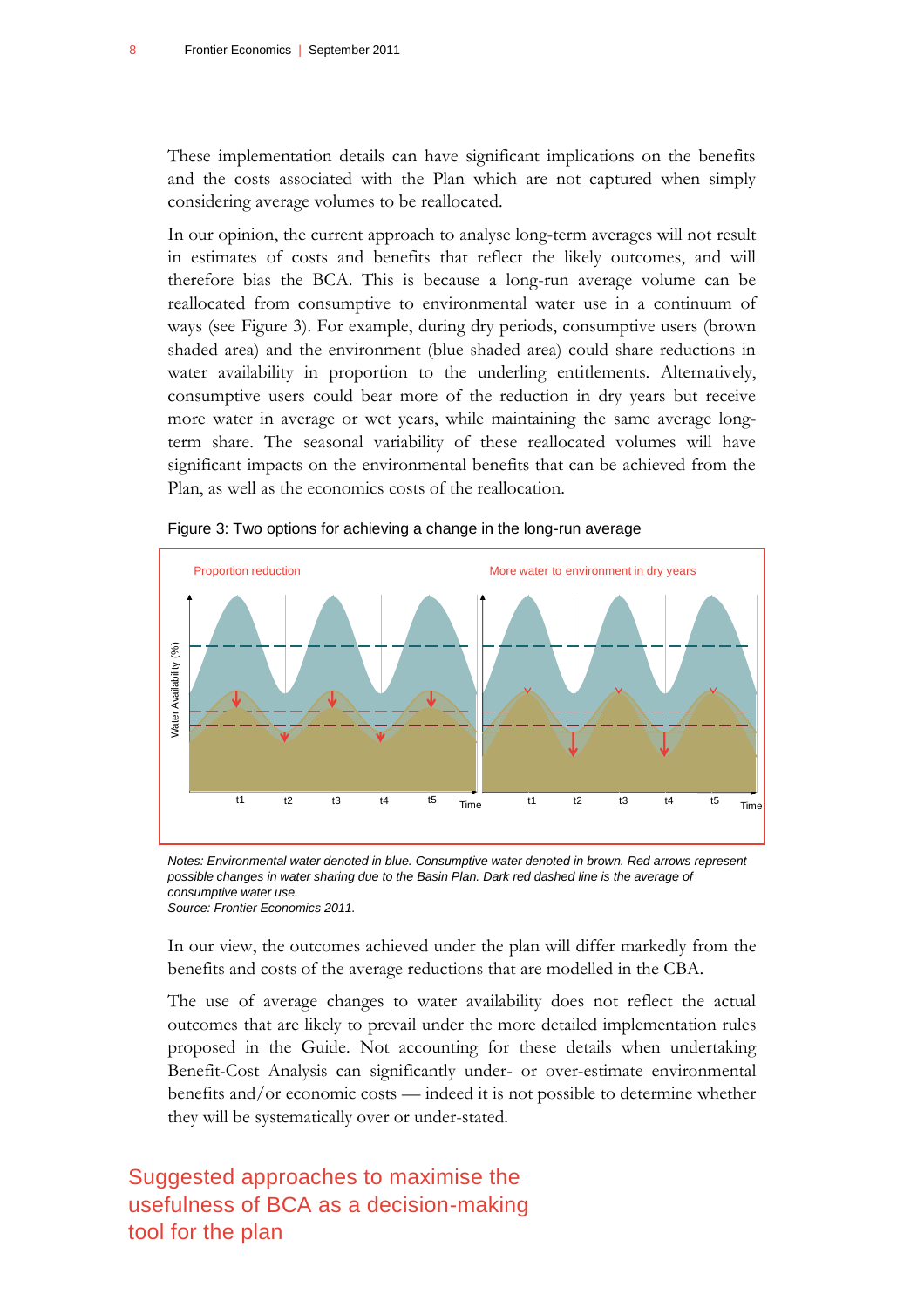These implementation details can have significant implications on the benefits and the costs associated with the Plan which are not captured when simply considering average volumes to be reallocated.

In our opinion, the current approach to analyse long-term averages will not result in estimates of costs and benefits that reflect the likely outcomes, and will therefore bias the BCA. This is because a long-run average volume can be reallocated from consumptive to environmental water use in a continuum of ways (see Figure 3). For example, during dry periods, consumptive users (brown shaded area) and the environment (blue shaded area) could share reductions in water availability in proportion to the underling entitlements. Alternatively, consumptive users could bear more of the reduction in dry years but receive more water in average or wet years, while maintaining the same average long-term share. The seasonal variability of these reallocated volumes will have significant impacts on the environmental benefits that can be achieved from the Plan, as well as the economics costs of the reallocation.

Figure 3: Two options for achieving a change in the long-run average

*Notes: Environmental water denoted in blue. Consumptive water denoted in brown. Red arrows represent possible changes in water sharing due to the Basin Plan. Dark red dashed line is the average of consumptive water use.*
*Source: Frontier Economics 2011.*

In our view, the outcomes achieved under the plan will differ markedly from the benefits and costs of the average reductions that are modelled in the CBA.

The use of average changes to water availability does not reflect the actual outcomes that are likely to prevail under the more detailed implementation rules proposed in the Guide. Not accounting for these details when undertaking Benefit-Cost Analysis can significantly under- or over-estimate environmental benefits and/or economic costs — indeed it is not possible to determine whether they will be systematically over or under-stated.

## Suggested approaches to maximise the usefulness of BCA as a decision-making tool for the plan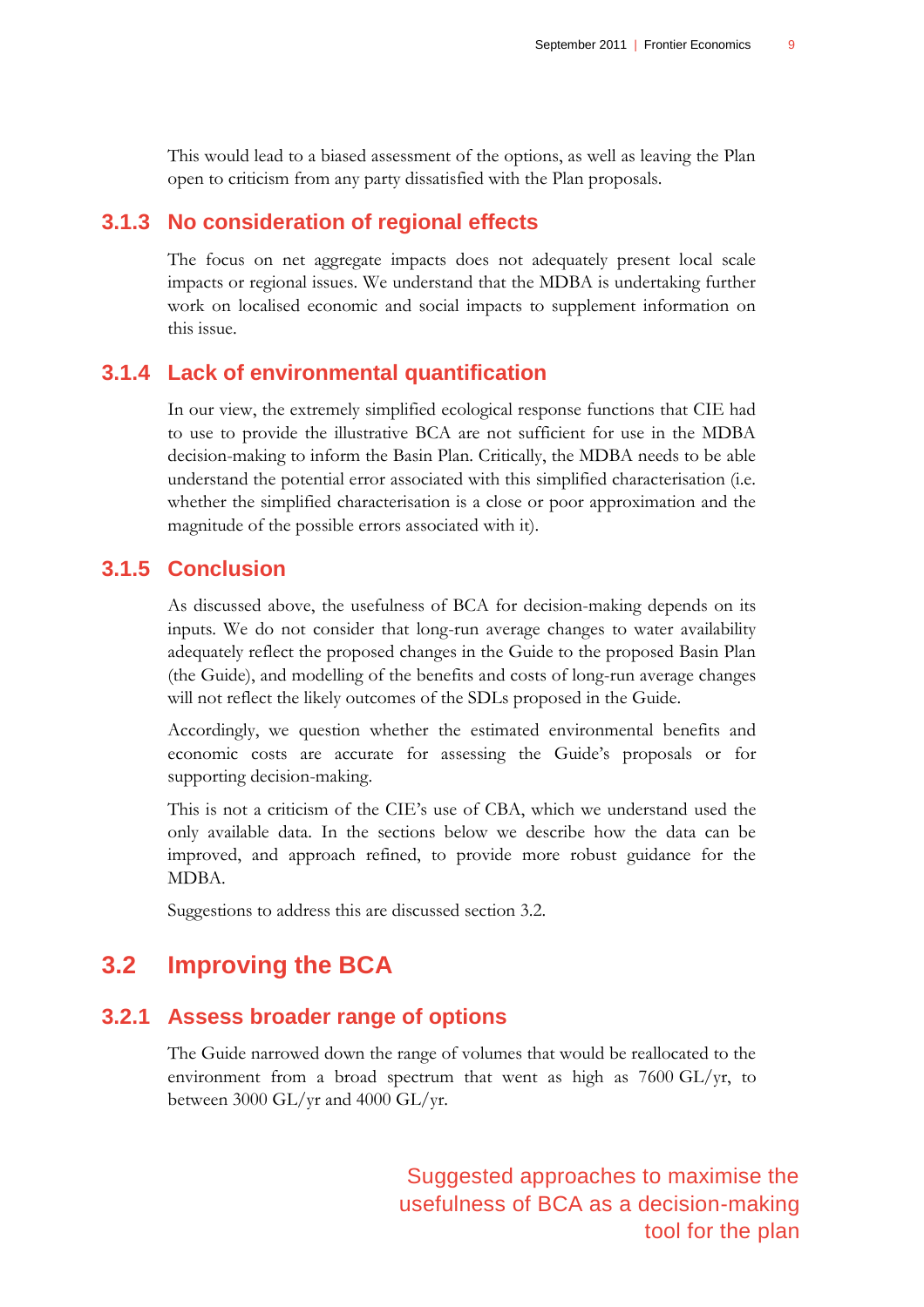This would lead to a biased assessment of the options, as well as leaving the Plan open to criticism from any party dissatisfied with the Plan proposals.

### 3.1.3 No consideration of regional effects

The focus on net aggregate impacts does not adequately present local scale impacts or regional issues. We understand that the MDBA is undertaking further work on localised economic and social impacts to supplement information on this issue.

### 3.1.4 Lack of environmental quantification

In our view, the extremely simplified ecological response functions that CIE had to use to provide the illustrative BCA are not sufficient for use in the MDBA decision-making to inform the Basin Plan. Critically, the MDBA needs to be able understand the potential error associated with this simplified characterisation (i.e. whether the simplified characterisation is a close or poor approximation and the magnitude of the possible errors associated with it).

### 3.1.5 Conclusion

As discussed above, the usefulness of BCA for decision-making depends on its inputs. We do not consider that long-run average changes to water availability adequately reflect the proposed changes in the Guide to the proposed Basin Plan (the Guide), and modelling of the benefits and costs of long-run average changes will not reflect the likely outcomes of the SDLs proposed in the Guide.

Accordingly, we question whether the estimated environmental benefits and economic costs are accurate for assessing the Guide's proposals or for supporting decision-making.

This is not a criticism of the CIE's use of CBA, which we understand used the only available data. In the sections below we describe how the data can be improved, and approach refined, to provide more robust guidance for the MDBA.

Suggestions to address this are discussed section 3.2.

## 3.2 Improving the BCA

Suggested approaches to maximise the usefulness of BCA as a decision-making tool for the plan

### 3.2.1 Assess broader range of options

The Guide narrowed down the range of volumes that would be reallocated to the environment from a broad spectrum that went as high as 7600 GL/yr, to between 3000 GL/yr and 4000 GL/yr.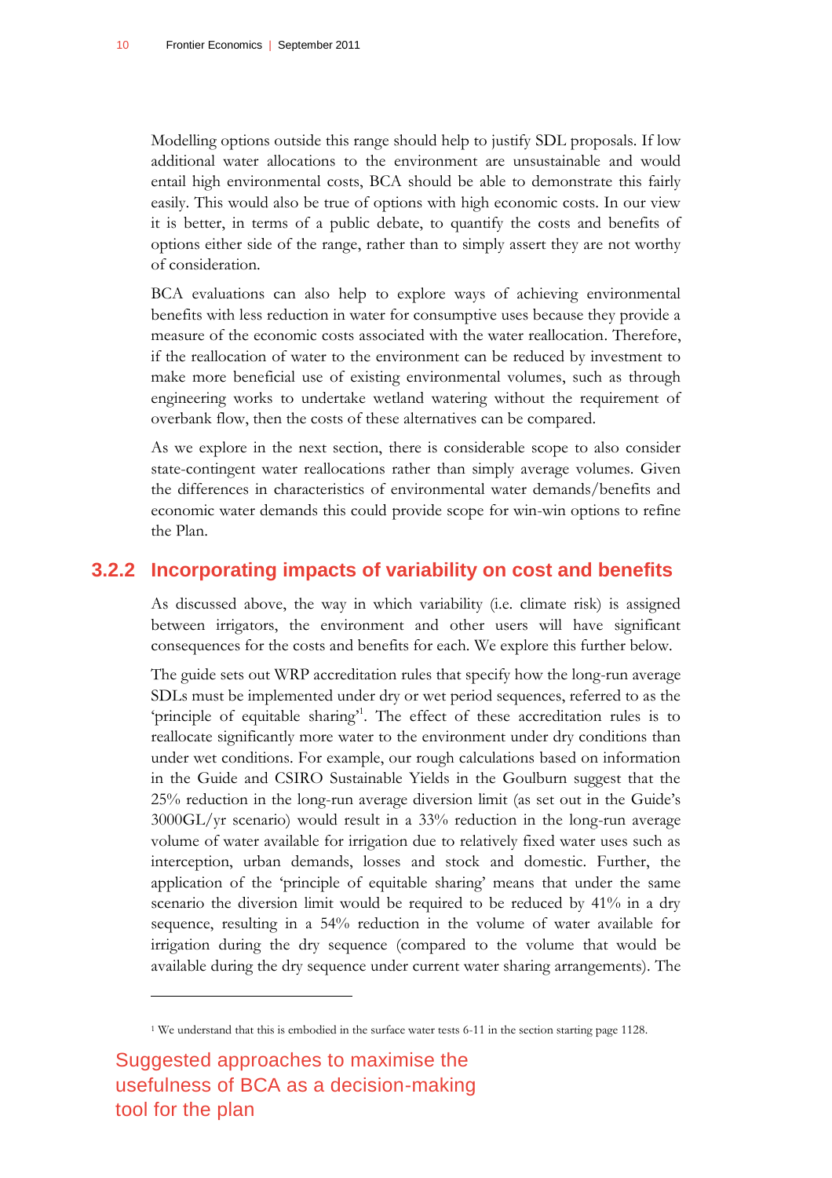Modelling options outside this range should help to justify SDL proposals. If low additional water allocations to the environment are unsustainable and would entail high environmental costs, BCA should be able to demonstrate this fairly easily. This would also be true of options with high economic costs. In our view it is better, in terms of a public debate, to quantify the costs and benefits of options either side of the range, rather than to simply assert they are not worthy of consideration.

BCA evaluations can also help to explore ways of achieving environmental benefits with less reduction in water for consumptive uses because they provide a measure of the economic costs associated with the water reallocation. Therefore, if the reallocation of water to the environment can be reduced by investment to make more beneficial use of existing environmental volumes, such as through engineering works to undertake wetland watering without the requirement of overbank flow, then the costs of these alternatives can be compared.

As we explore in the next section, there is considerable scope to also consider state-contingent water reallocations rather than simply average volumes. Given the differences in characteristics of environmental water demands/benefits and economic water demands this could provide scope for win-win options to refine the Plan.

### 3.2.2 Incorporating impacts of variability on cost and benefits

As discussed above, the way in which variability (i.e. climate risk) is assigned between irrigators, the environment and other users will have significant consequences for the costs and benefits for each. We explore this further below.

The guide sets out WRP accreditation rules that specify how the long-run average SDLs must be implemented under dry or wet period sequences, referred to as the 'principle of equitable sharing'[1]. The effect of these accreditation rules is to reallocate significantly more water to the environment under dry conditions than under wet conditions. For example, our rough calculations based on information in the Guide and CSIRO Sustainable Yields in the Goulburn suggest that the 25% reduction in the long-run average diversion limit (as set out in the Guide's 3000GL/yr scenario) would result in a 33% reduction in the long-run average volume of water available for irrigation due to relatively fixed water uses such as interception, urban demands, losses and stock and domestic. Further, the application of the 'principle of equitable sharing' means that under the same scenario the diversion limit would be required to be reduced by 41% in a dry sequence, resulting in a 54% reduction in the volume of water available for irrigation during the dry sequence (compared to the volume that would be available during the dry sequence under current water sharing arrangements). The

[1] We understand that this is embodied in the surface water tests 6-11 in the section starting page 1128.

Suggested approaches to maximise the usefulness of BCA as a decision-making tool for the plan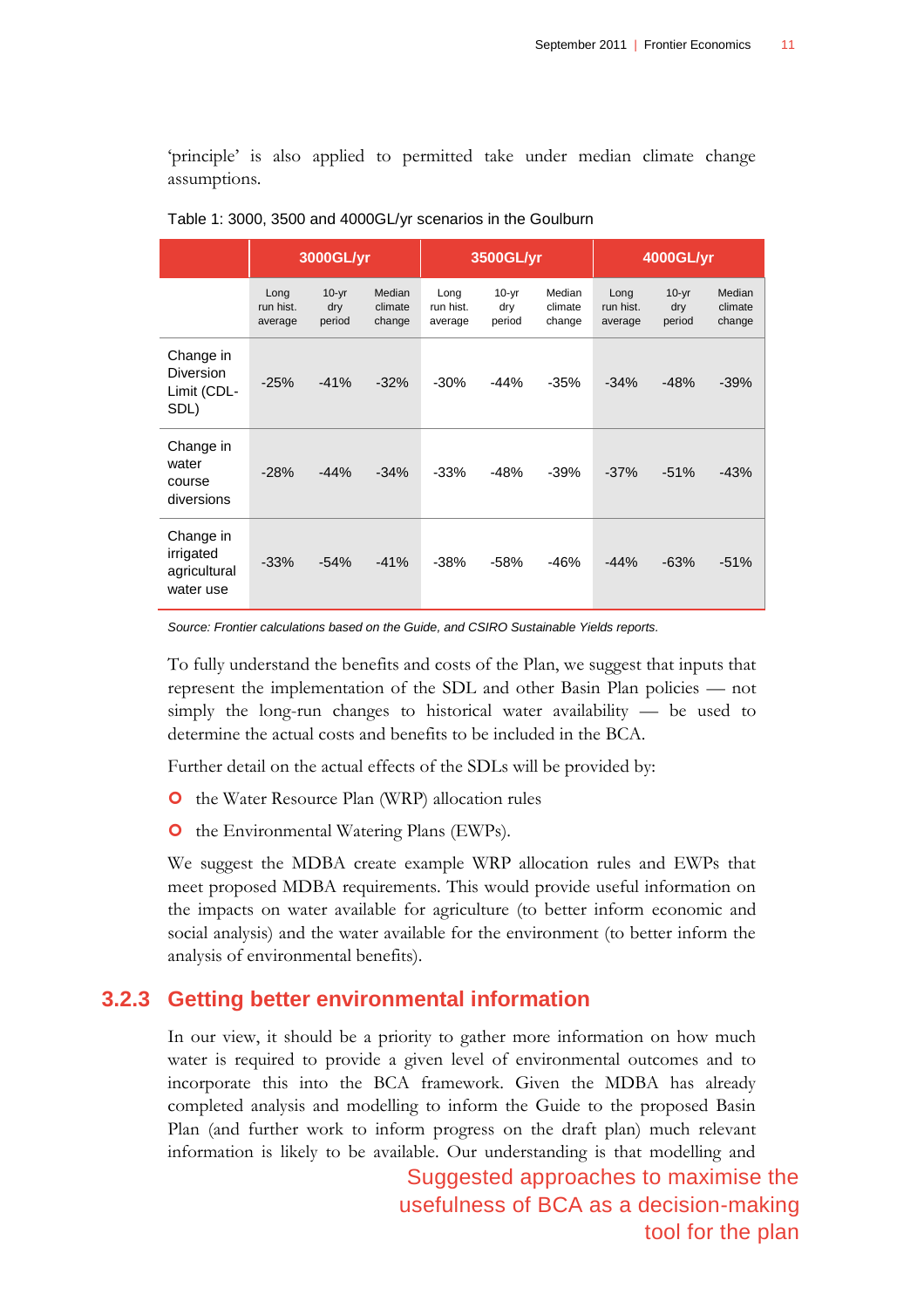'principle' is also applied to permitted take under median climate change assumptions.

Table 1: 3000, 3500 and 4000GL/yr scenarios in the Goulburn

| | 3000GL/yr | | | 3500GL/yr | | | 4000GL/yr | | |
|---|---|---|---|---|---|---|---|---|---|
| | Long run hist. average | 10-yr dry period | Median climate change | Long run hist. average | 10-yr dry period | Median climate change | Long run hist. average | 10-yr dry period | Median climate change |
| Change in Diversion Limit (CDL-SDL) | -25% | -41% | -32% | -30% | -44% | -35% | -34% | -48% | -39% |
| Change in water course diversions | -28% | -44% | -34% | -33% | -48% | -39% | -37% | -51% | -43% |
| Change in irrigated agricultural water use | -33% | -54% | -41% | -38% | -58% | -46% | -44% | -63% | -51% |

*Source: Frontier calculations based on the Guide, and CSIRO Sustainable Yields reports.*

To fully understand the benefits and costs of the Plan, we suggest that inputs that represent the implementation of the SDL and other Basin Plan policies — not simply the long-run changes to historical water availability — be used to determine the actual costs and benefits to be included in the BCA.

Further detail on the actual effects of the SDLs will be provided by:

- the Water Resource Plan (WRP) allocation rules
- the Environmental Watering Plans (EWPs).

We suggest the MDBA create example WRP allocation rules and EWPs that meet proposed MDBA requirements. This would provide useful information on the impacts on water available for agriculture (to better inform economic and social analysis) and the water available for the environment (to better inform the analysis of environmental benefits).

### 3.2.3 Getting better environmental information

In our view, it should be a priority to gather more information on how much water is required to provide a given level of environmental outcomes and to incorporate this into the BCA framework. Given the MDBA has already completed analysis and modelling to inform the Guide to the proposed Basin Plan (and further work to inform progress on the draft plan) much relevant information is likely to be available. Our understanding is that modelling and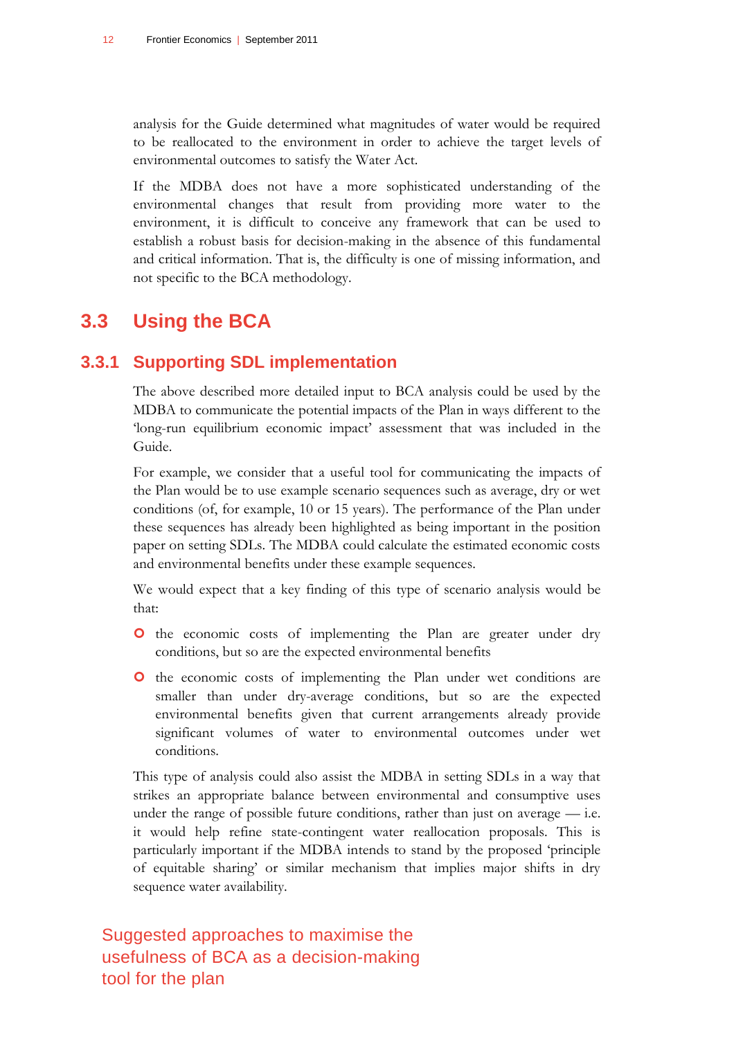analysis for the Guide determined what magnitudes of water would be required to be reallocated to the environment in order to achieve the target levels of environmental outcomes to satisfy the Water Act.

If the MDBA does not have a more sophisticated understanding of the environmental changes that result from providing more water to the environment, it is difficult to conceive any framework that can be used to establish a robust basis for decision-making in the absence of this fundamental and critical information. That is, the difficulty is one of missing information, and not specific to the BCA methodology.

## 3.3 Using the BCA

### 3.3.1 Supporting SDL implementation

The above described more detailed input to BCA analysis could be used by the MDBA to communicate the potential impacts of the Plan in ways different to the 'long-run equilibrium economic impact' assessment that was included in the Guide.

For example, we consider that a useful tool for communicating the impacts of the Plan would be to use example scenario sequences such as average, dry or wet conditions (of, for example, 10 or 15 years). The performance of the Plan under these sequences has already been highlighted as being important in the position paper on setting SDLs. The MDBA could calculate the estimated economic costs and environmental benefits under these example sequences.

We would expect that a key finding of this type of scenario analysis would be that:

- the economic costs of implementing the Plan are greater under dry conditions, but so are the expected environmental benefits
- the economic costs of implementing the Plan under wet conditions are smaller than under dry-average conditions, but so are the expected environmental benefits given that current arrangements already provide significant volumes of water to environmental outcomes under wet conditions.

This type of analysis could also assist the MDBA in setting SDLs in a way that strikes an appropriate balance between environmental and consumptive uses under the range of possible future conditions, rather than just on average — i.e. it would help refine state-contingent water reallocation proposals. This is particularly important if the MDBA intends to stand by the proposed 'principle of equitable sharing' or similar mechanism that implies major shifts in dry sequence water availability.

Suggested approaches to maximise the usefulness of BCA as a decision-making tool for the plan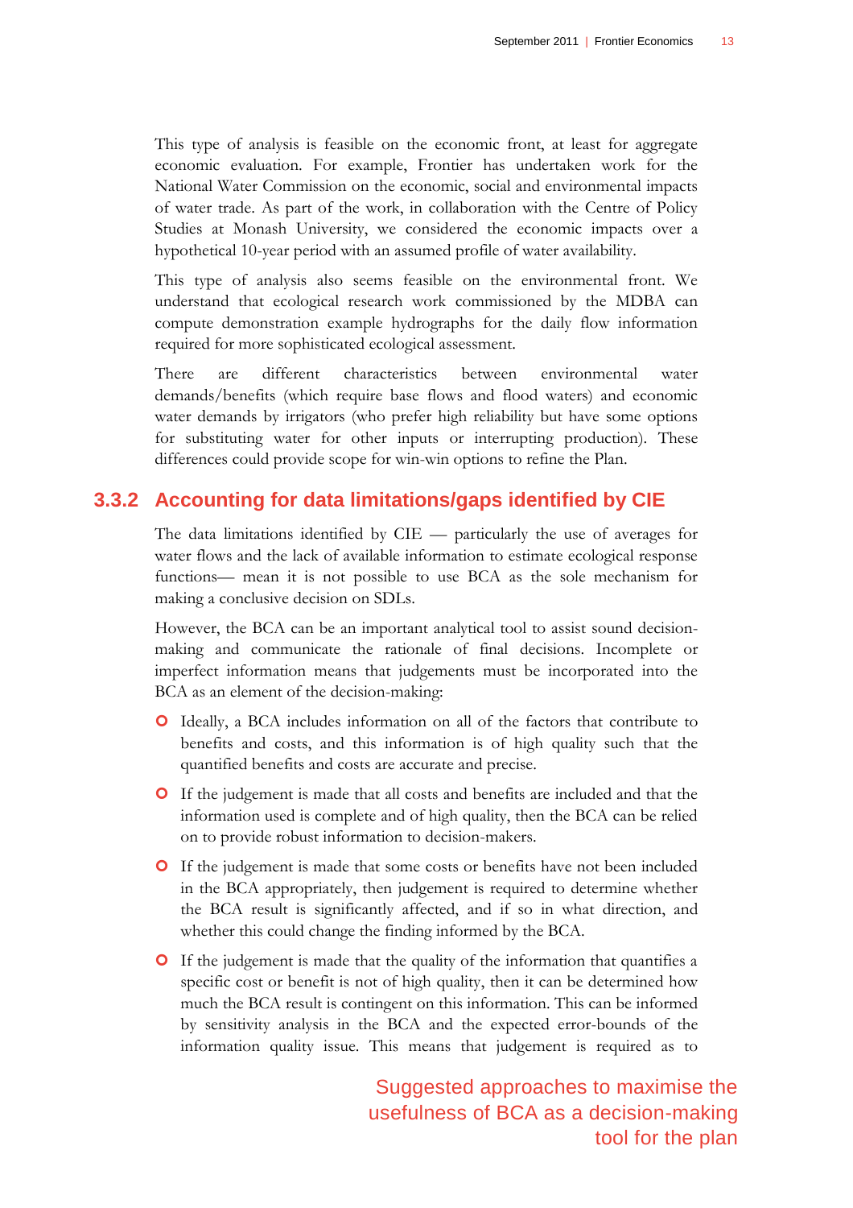This type of analysis is feasible on the economic front, at least for aggregate economic evaluation. For example, Frontier has undertaken work for the National Water Commission on the economic, social and environmental impacts of water trade. As part of the work, in collaboration with the Centre of Policy Studies at Monash University, we considered the economic impacts over a hypothetical 10-year period with an assumed profile of water availability.

This type of analysis also seems feasible on the environmental front. We understand that ecological research work commissioned by the MDBA can compute demonstration example hydrographs for the daily flow information required for more sophisticated ecological assessment.

There are different characteristics between environmental water demands/benefits (which require base flows and flood waters) and economic water demands by irrigators (who prefer high reliability but have some options for substituting water for other inputs or interrupting production). These differences could provide scope for win-win options to refine the Plan.

### 3.3.2 Accounting for data limitations/gaps identified by CIE

The data limitations identified by CIE — particularly the use of averages for water flows and the lack of available information to estimate ecological response functions— mean it is not possible to use BCA as the sole mechanism for making a conclusive decision on SDLs.

However, the BCA can be an important analytical tool to assist sound decision-making and communicate the rationale of final decisions. Incomplete or imperfect information means that judgements must be incorporated into the BCA as an element of the decision-making:

- Ideally, a BCA includes information on all of the factors that contribute to benefits and costs, and this information is of high quality such that the quantified benefits and costs are accurate and precise.
- If the judgement is made that all costs and benefits are included and that the information used is complete and of high quality, then the BCA can be relied on to provide robust information to decision-makers.
- If the judgement is made that some costs or benefits have not been included in the BCA appropriately, then judgement is required to determine whether the BCA result is significantly affected, and if so in what direction, and whether this could change the finding informed by the BCA.
- If the judgement is made that the quality of the information that quantifies a specific cost or benefit is not of high quality, then it can be determined how much the BCA result is contingent on this information. This can be informed by sensitivity analysis in the BCA and the expected error-bounds of the information quality issue. This means that judgement is required as to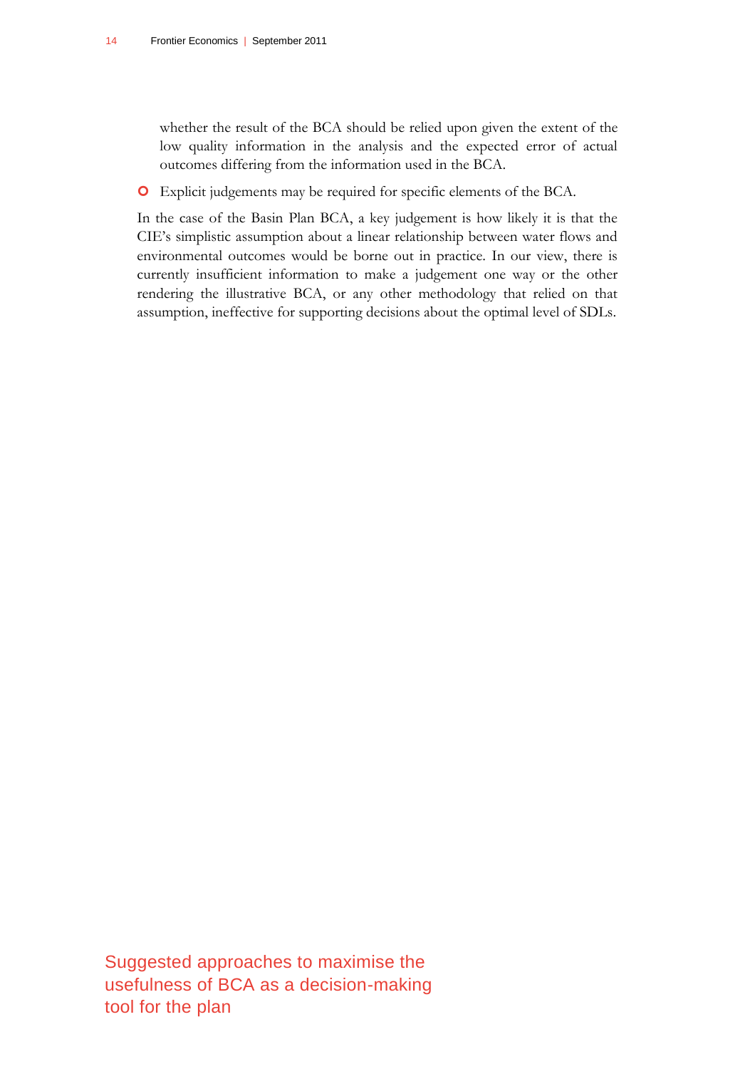whether the result of the BCA should be relied upon given the extent of the low quality information in the analysis and the expected error of actual outcomes differing from the information used in the BCA.

- Explicit judgements may be required for specific elements of the BCA.

In the case of the Basin Plan BCA, a key judgement is how likely it is that the CIE's simplistic assumption about a linear relationship between water flows and environmental outcomes would be borne out in practice. In our view, there is currently insufficient information to make a judgement one way or the other rendering the illustrative BCA, or any other methodology that relied on that assumption, ineffective for supporting decisions about the optimal level of SDLs.

# Suggested approaches to maximise the usefulness of BCA as a decision-making tool for the plan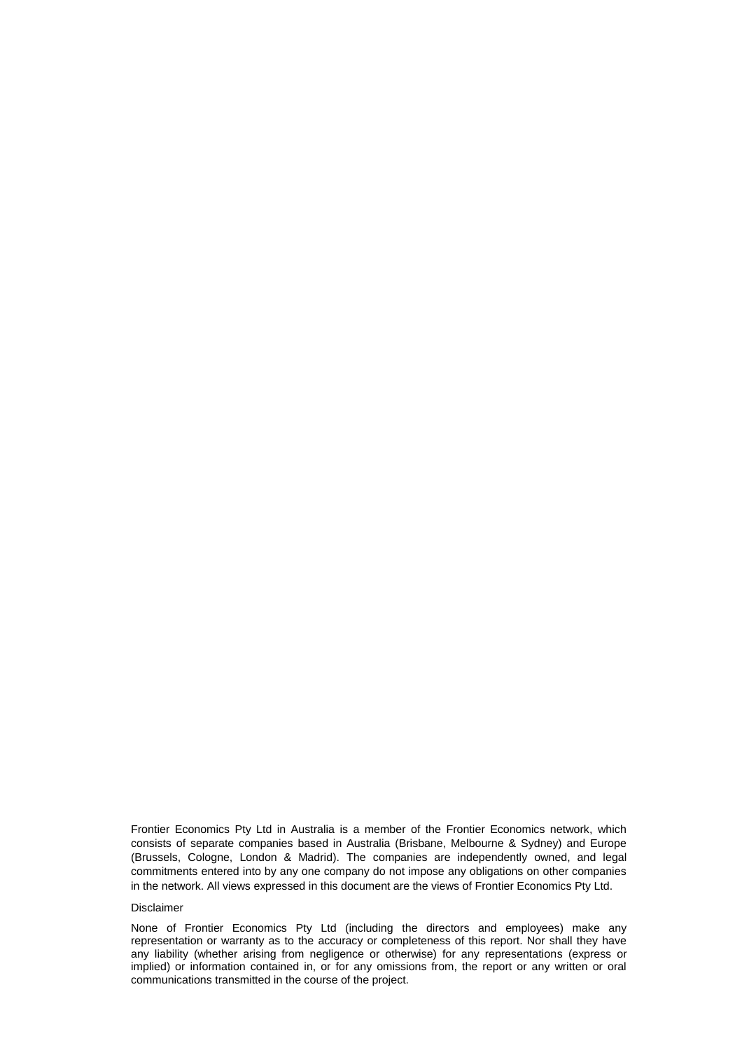Frontier Economics Pty Ltd in Australia is a member of the Frontier Economics network, which consists of separate companies based in Australia (Brisbane, Melbourne & Sydney) and Europe (Brussels, Cologne, London & Madrid). The companies are independently owned, and legal commitments entered into by any one company do not impose any obligations on other companies in the network. All views expressed in this document are the views of Frontier Economics Pty Ltd.

Disclaimer

None of Frontier Economics Pty Ltd (including the directors and employees) make any representation or warranty as to the accuracy or completeness of this report. Nor shall they have any liability (whether arising from negligence or otherwise) for any representations (express or implied) or information contained in, or for any omissions from, the report or any written or oral communications transmitted in the course of the project.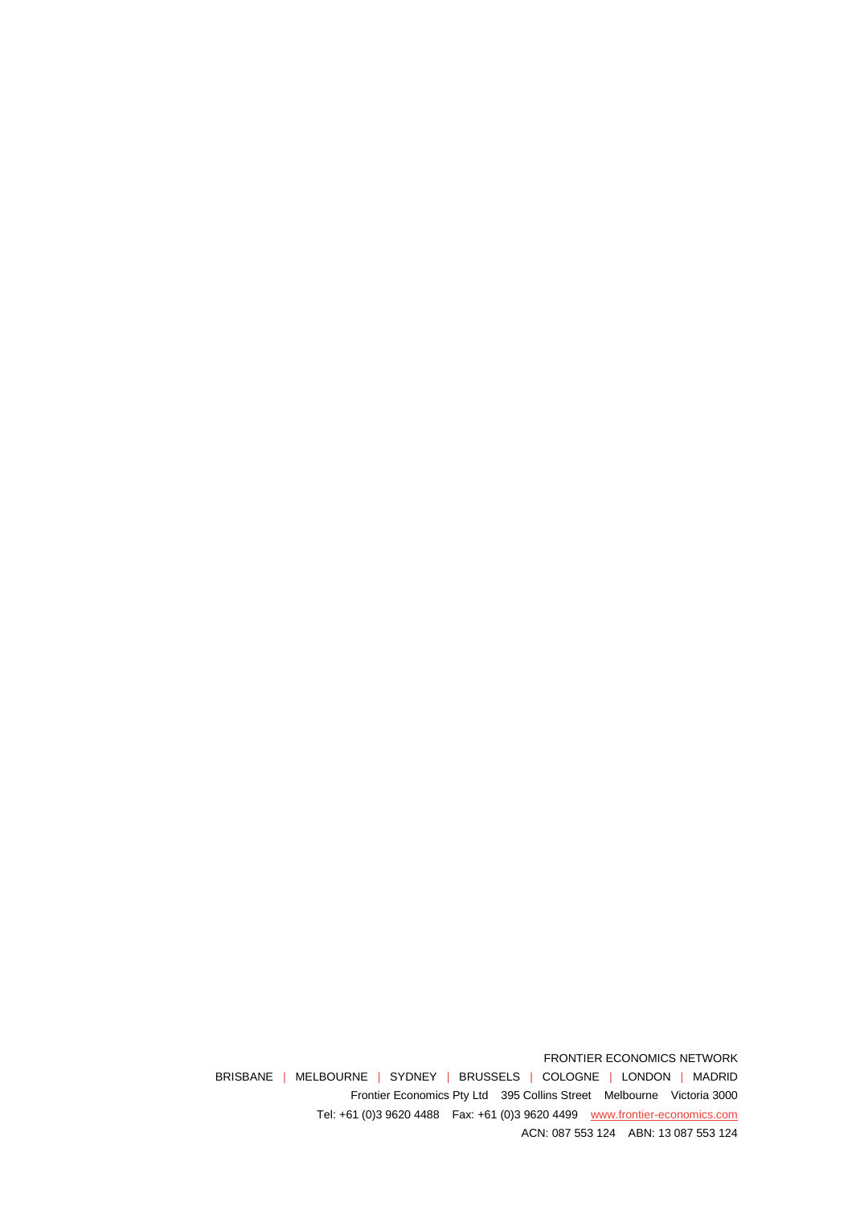FRONTIER ECONOMICS NETWORK

BRISBANE | MELBOURNE | SYDNEY | BRUSSELS | COLOGNE | LONDON | MADRID

Frontier Economics Pty Ltd 395 Collins Street Melbourne Victoria 3000

Tel: +61 (0)3 9620 4488 Fax: +61 (0)3 9620 4499 www.frontier-economics.com

ACN: 087 553 124 ABN: 13 087 553 124